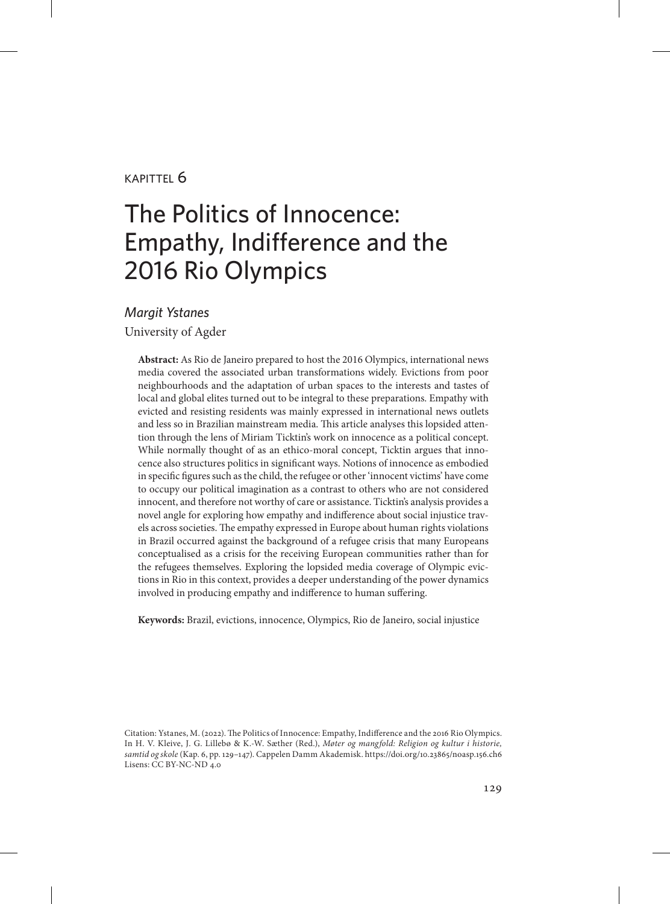KAPITTEL 6

# The Politics of Innocence: Empathy, Indifference and the 2016 Rio Olympics

*Margit Ystanes*

University of Agder

**Abstract:** As Rio de Janeiro prepared to host the 2016 Olympics, international news media covered the associated urban transformations widely. Evictions from poor neighbourhoods and the adaptation of urban spaces to the interests and tastes of local and global elites turned out to be integral to these preparations. Empathy with evicted and resisting residents was mainly expressed in international news outlets and less so in Brazilian mainstream media. This article analyses this lopsided attention through the lens of Miriam Ticktin's work on innocence as a political concept. While normally thought of as an ethico-moral concept, Ticktin argues that innocence also structures politics in significant ways. Notions of innocence as embodied in specific figures such as the child, the refugee or other 'innocent victims' have come to occupy our political imagination as a contrast to others who are not considered innocent, and therefore not worthy of care or assistance. Ticktin's analysis provides a novel angle for exploring how empathy and indifference about social injustice travels across societies. The empathy expressed in Europe about human rights violations in Brazil occurred against the background of a refugee crisis that many Europeans conceptualised as a crisis for the receiving European communities rather than for the refugees themselves. Exploring the lopsided media coverage of Olympic evictions in Rio in this context, provides a deeper understanding of the power dynamics involved in producing empathy and indifference to human suffering.

**Keywords:** Brazil, evictions, innocence, Olympics, Rio de Janeiro, social injustice

Citation: Ystanes, M. (2022). The Politics of Innocence: Empathy, Indifference and the 2016 Rio Olympics. In H. V. Kleive, J. G. Lillebø & K.-W. Sæther (Red.), *Møter og mangfold: Religion og kultur i historie, samtid og skole* (Kap. 6, pp. 129–147). Cappelen Damm Akademisk. https://doi.org/10.23865/noasp.156.ch6
Lisens: CC BY-NC-ND 4.0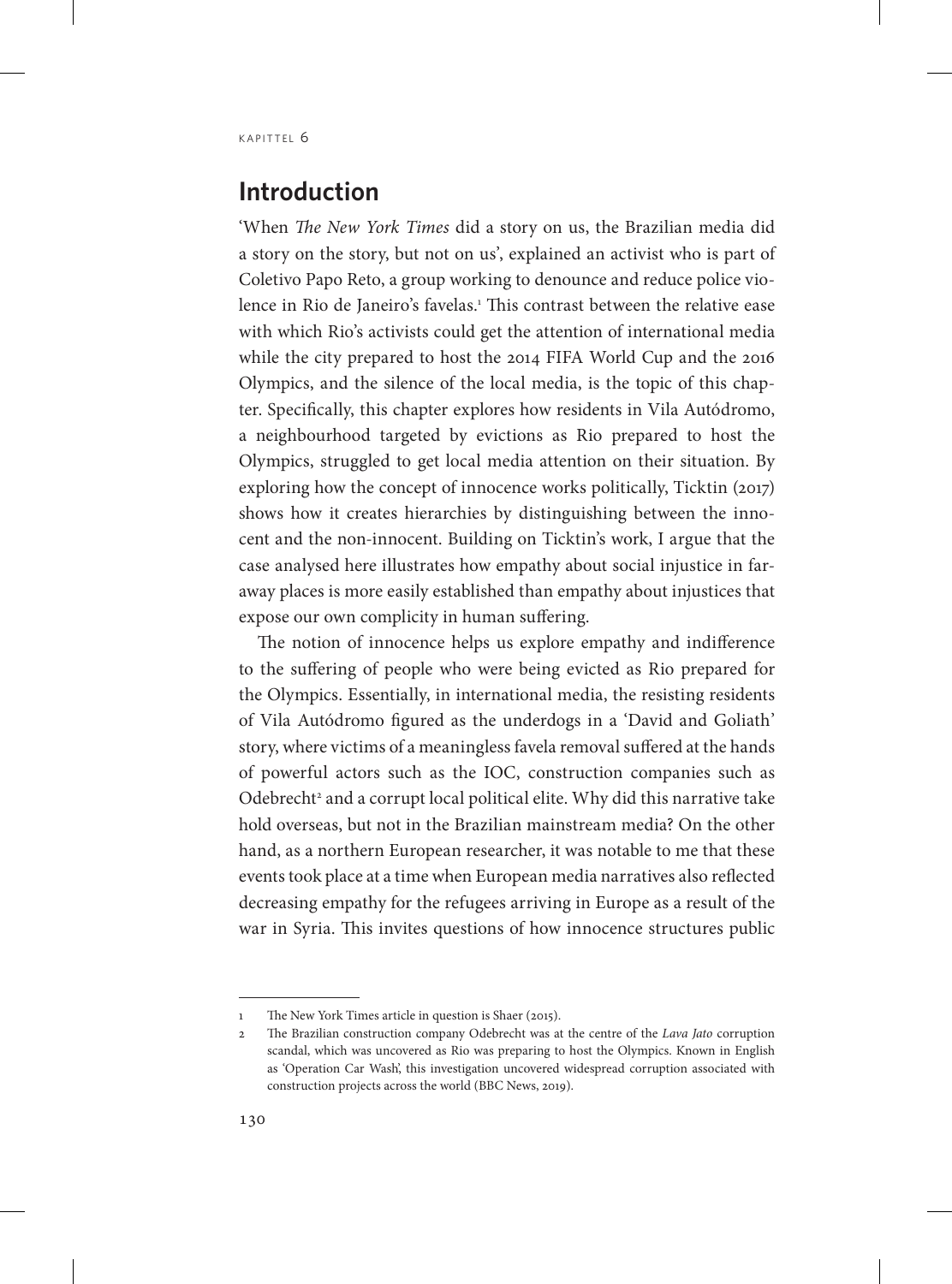## Introduction

'When *The New York Times* did a story on us, the Brazilian media did a story on the story, but not on us', explained an activist who is part of Coletivo Papo Reto, a group working to denounce and reduce police violence in Rio de Janeiro's favelas.[1] This contrast between the relative ease with which Rio's activists could get the attention of international media while the city prepared to host the 2014 FIFA World Cup and the 2016 Olympics, and the silence of the local media, is the topic of this chapter. Specifically, this chapter explores how residents in Vila Autódromo, a neighbourhood targeted by evictions as Rio prepared to host the Olympics, struggled to get local media attention on their situation. By exploring how the concept of innocence works politically, Ticktin (2017) shows how it creates hierarchies by distinguishing between the innocent and the non-innocent. Building on Ticktin's work, I argue that the case analysed here illustrates how empathy about social injustice in faraway places is more easily established than empathy about injustices that expose our own complicity in human suffering.

The notion of innocence helps us explore empathy and indifference to the suffering of people who were being evicted as Rio prepared for the Olympics. Essentially, in international media, the resisting residents of Vila Autódromo figured as the underdogs in a 'David and Goliath' story, where victims of a meaningless favela removal suffered at the hands of powerful actors such as the IOC, construction companies such as Odebrecht[2] and a corrupt local political elite. Why did this narrative take hold overseas, but not in the Brazilian mainstream media? On the other hand, as a northern European researcher, it was notable to me that these events took place at a time when European media narratives also reflected decreasing empathy for the refugees arriving in Europe as a result of the war in Syria. This invites questions of how innocence structures public

---

1 The New York Times article in question is Shaer (2015).

2 The Brazilian construction company Odebrecht was at the centre of the *Lava Jato* corruption scandal, which was uncovered as Rio was preparing to host the Olympics. Known in English as 'Operation Car Wash', this investigation uncovered widespread corruption associated with construction projects across the world (BBC News, 2019).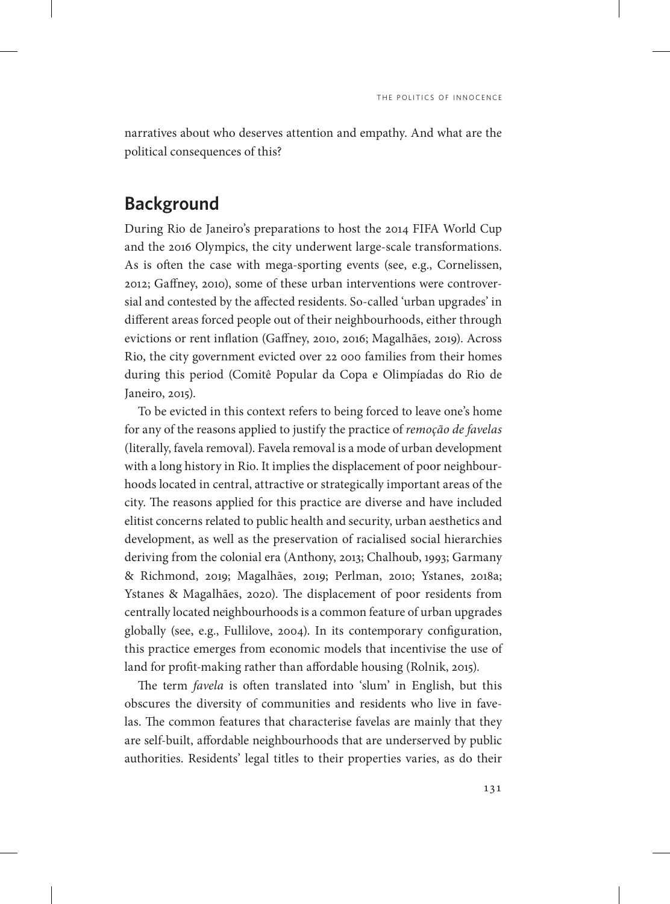narratives about who deserves attention and empathy. And what are the political consequences of this?

## Background

During Rio de Janeiro's preparations to host the 2014 FIFA World Cup and the 2016 Olympics, the city underwent large-scale transformations. As is often the case with mega-sporting events (see, e.g., Cornelissen, 2012; Gaffney, 2010), some of these urban interventions were controversial and contested by the affected residents. So-called 'urban upgrades' in different areas forced people out of their neighbourhoods, either through evictions or rent inflation (Gaffney, 2010, 2016; Magalhães, 2019). Across Rio, the city government evicted over 22 000 families from their homes during this period (Comitê Popular da Copa e Olimpíadas do Rio de Janeiro, 2015).

To be evicted in this context refers to being forced to leave one's home for any of the reasons applied to justify the practice of *remoção de favelas* (literally, favela removal). Favela removal is a mode of urban development with a long history in Rio. It implies the displacement of poor neighbourhoods located in central, attractive or strategically important areas of the city. The reasons applied for this practice are diverse and have included elitist concerns related to public health and security, urban aesthetics and development, as well as the preservation of racialised social hierarchies deriving from the colonial era (Anthony, 2013; Chalhoub, 1993; Garmany & Richmond, 2019; Magalhães, 2019; Perlman, 2010; Ystanes, 2018a; Ystanes & Magalhães, 2020). The displacement of poor residents from centrally located neighbourhoods is a common feature of urban upgrades globally (see, e.g., Fullilove, 2004). In its contemporary configuration, this practice emerges from economic models that incentivise the use of land for profit-making rather than affordable housing (Rolnik, 2015).

The term *favela* is often translated into 'slum' in English, but this obscures the diversity of communities and residents who live in favelas. The common features that characterise favelas are mainly that they are self-built, affordable neighbourhoods that are underserved by public authorities. Residents' legal titles to their properties varies, as do their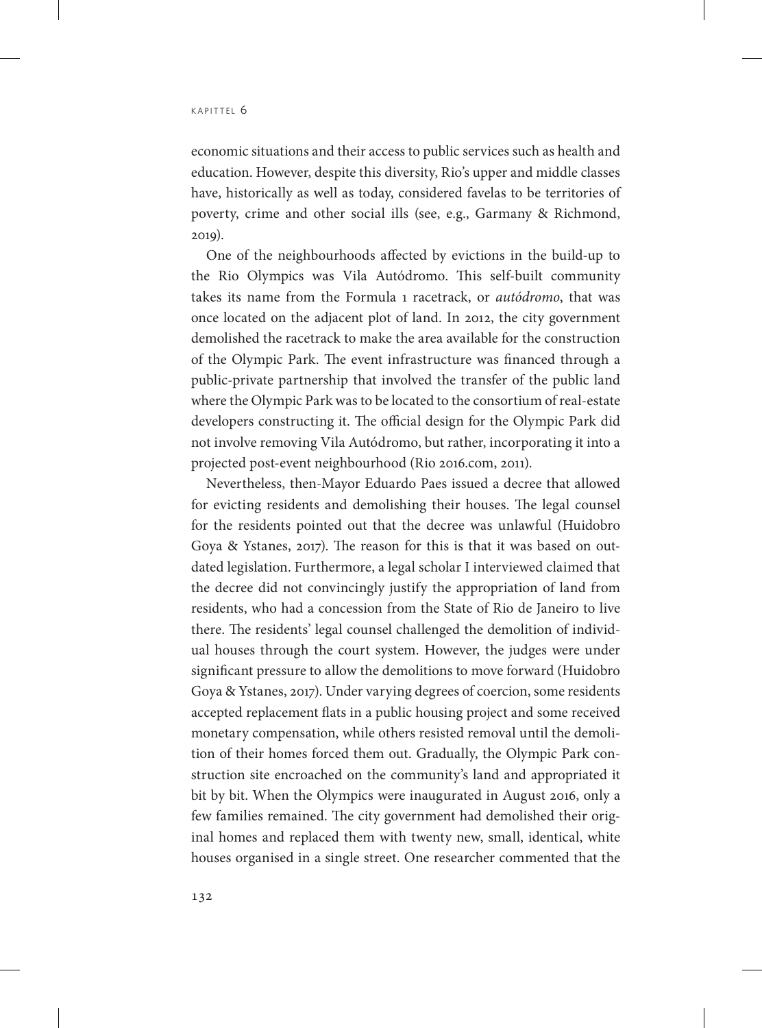economic situations and their access to public services such as health and education. However, despite this diversity, Rio's upper and middle classes have, historically as well as today, considered favelas to be territories of poverty, crime and other social ills (see, e.g., Garmany & Richmond, 2019).

One of the neighbourhoods affected by evictions in the build-up to the Rio Olympics was Vila Autódromo. This self-built community takes its name from the Formula 1 racetrack, or *autódromo*, that was once located on the adjacent plot of land. In 2012, the city government demolished the racetrack to make the area available for the construction of the Olympic Park. The event infrastructure was financed through a public-private partnership that involved the transfer of the public land where the Olympic Park was to be located to the consortium of real-estate developers constructing it. The official design for the Olympic Park did not involve removing Vila Autódromo, but rather, incorporating it into a projected post-event neighbourhood (Rio 2016.com, 2011).

Nevertheless, then-Mayor Eduardo Paes issued a decree that allowed for evicting residents and demolishing their houses. The legal counsel for the residents pointed out that the decree was unlawful (Huidobro Goya & Ystanes, 2017). The reason for this is that it was based on outdated legislation. Furthermore, a legal scholar I interviewed claimed that the decree did not convincingly justify the appropriation of land from residents, who had a concession from the State of Rio de Janeiro to live there. The residents' legal counsel challenged the demolition of individual houses through the court system. However, the judges were under significant pressure to allow the demolitions to move forward (Huidobro Goya & Ystanes, 2017). Under varying degrees of coercion, some residents accepted replacement flats in a public housing project and some received monetary compensation, while others resisted removal until the demolition of their homes forced them out. Gradually, the Olympic Park construction site encroached on the community's land and appropriated it bit by bit. When the Olympics were inaugurated in August 2016, only a few families remained. The city government had demolished their original homes and replaced them with twenty new, small, identical, white houses organised in a single street. One researcher commented that the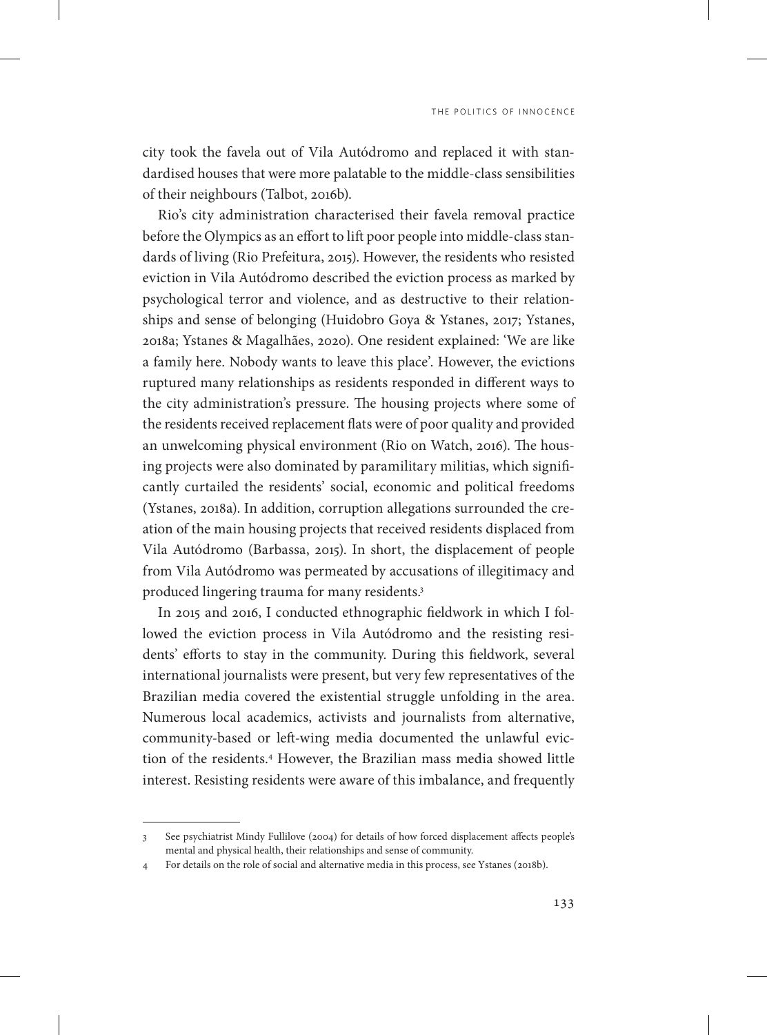city took the favela out of Vila Autódromo and replaced it with standardised houses that were more palatable to the middle-class sensibilities of their neighbours (Talbot, 2016b).

Rio's city administration characterised their favela removal practice before the Olympics as an effort to lift poor people into middle-class standards of living (Rio Prefeitura, 2015). However, the residents who resisted eviction in Vila Autódromo described the eviction process as marked by psychological terror and violence, and as destructive to their relationships and sense of belonging (Huidobro Goya & Ystanes, 2017; Ystanes, 2018a; Ystanes & Magalhães, 2020). One resident explained: 'We are like a family here. Nobody wants to leave this place'. However, the evictions ruptured many relationships as residents responded in different ways to the city administration's pressure. The housing projects where some of the residents received replacement flats were of poor quality and provided an unwelcoming physical environment (Rio on Watch, 2016). The housing projects were also dominated by paramilitary militias, which significantly curtailed the residents' social, economic and political freedoms (Ystanes, 2018a). In addition, corruption allegations surrounded the creation of the main housing projects that received residents displaced from Vila Autódromo (Barbassa, 2015). In short, the displacement of people from Vila Autódromo was permeated by accusations of illegitimacy and produced lingering trauma for many residents.[3]

In 2015 and 2016, I conducted ethnographic fieldwork in which I followed the eviction process in Vila Autódromo and the resisting residents' efforts to stay in the community. During this fieldwork, several international journalists were present, but very few representatives of the Brazilian media covered the existential struggle unfolding in the area. Numerous local academics, activists and journalists from alternative, community-based or left-wing media documented the unlawful eviction of the residents.[4] However, the Brazilian mass media showed little interest. Resisting residents were aware of this imbalance, and frequently

---

3 See psychiatrist Mindy Fullilove (2004) for details of how forced displacement affects people's mental and physical health, their relationships and sense of community.

4 For details on the role of social and alternative media in this process, see Ystanes (2018b).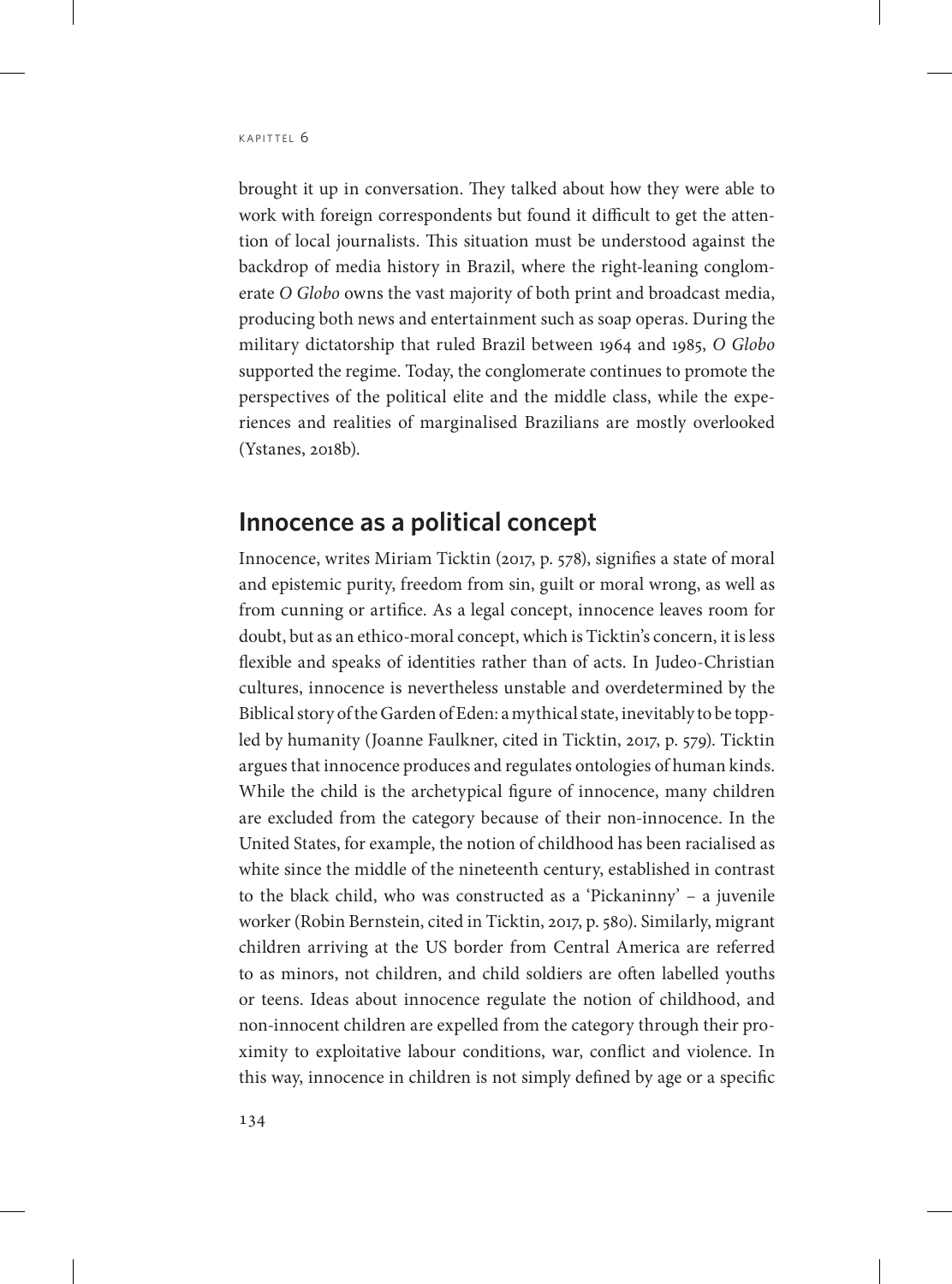brought it up in conversation. They talked about how they were able to work with foreign correspondents but found it difficult to get the attention of local journalists. This situation must be understood against the backdrop of media history in Brazil, where the right-leaning conglomerate *O Globo* owns the vast majority of both print and broadcast media, producing both news and entertainment such as soap operas. During the military dictatorship that ruled Brazil between 1964 and 1985, *O Globo* supported the regime. Today, the conglomerate continues to promote the perspectives of the political elite and the middle class, while the experiences and realities of marginalised Brazilians are mostly overlooked (Ystanes, 2018b).

## Innocence as a political concept

Innocence, writes Miriam Ticktin (2017, p. 578), signifies a state of moral and epistemic purity, freedom from sin, guilt or moral wrong, as well as from cunning or artifice. As a legal concept, innocence leaves room for doubt, but as an ethico-moral concept, which is Ticktin's concern, it is less flexible and speaks of identities rather than of acts. In Judeo-Christian cultures, innocence is nevertheless unstable and overdetermined by the Biblical story of the Garden of Eden: a mythical state, inevitably to be toppled by humanity (Joanne Faulkner, cited in Ticktin, 2017, p. 579). Ticktin argues that innocence produces and regulates ontologies of human kinds. While the child is the archetypical figure of innocence, many children are excluded from the category because of their non-innocence. In the United States, for example, the notion of childhood has been racialised as white since the middle of the nineteenth century, established in contrast to the black child, who was constructed as a 'Pickaninny' – a juvenile worker (Robin Bernstein, cited in Ticktin, 2017, p. 580). Similarly, migrant children arriving at the US border from Central America are referred to as minors, not children, and child soldiers are often labelled youths or teens. Ideas about innocence regulate the notion of childhood, and non-innocent children are expelled from the category through their proximity to exploitative labour conditions, war, conflict and violence. In this way, innocence in children is not simply defined by age or a specific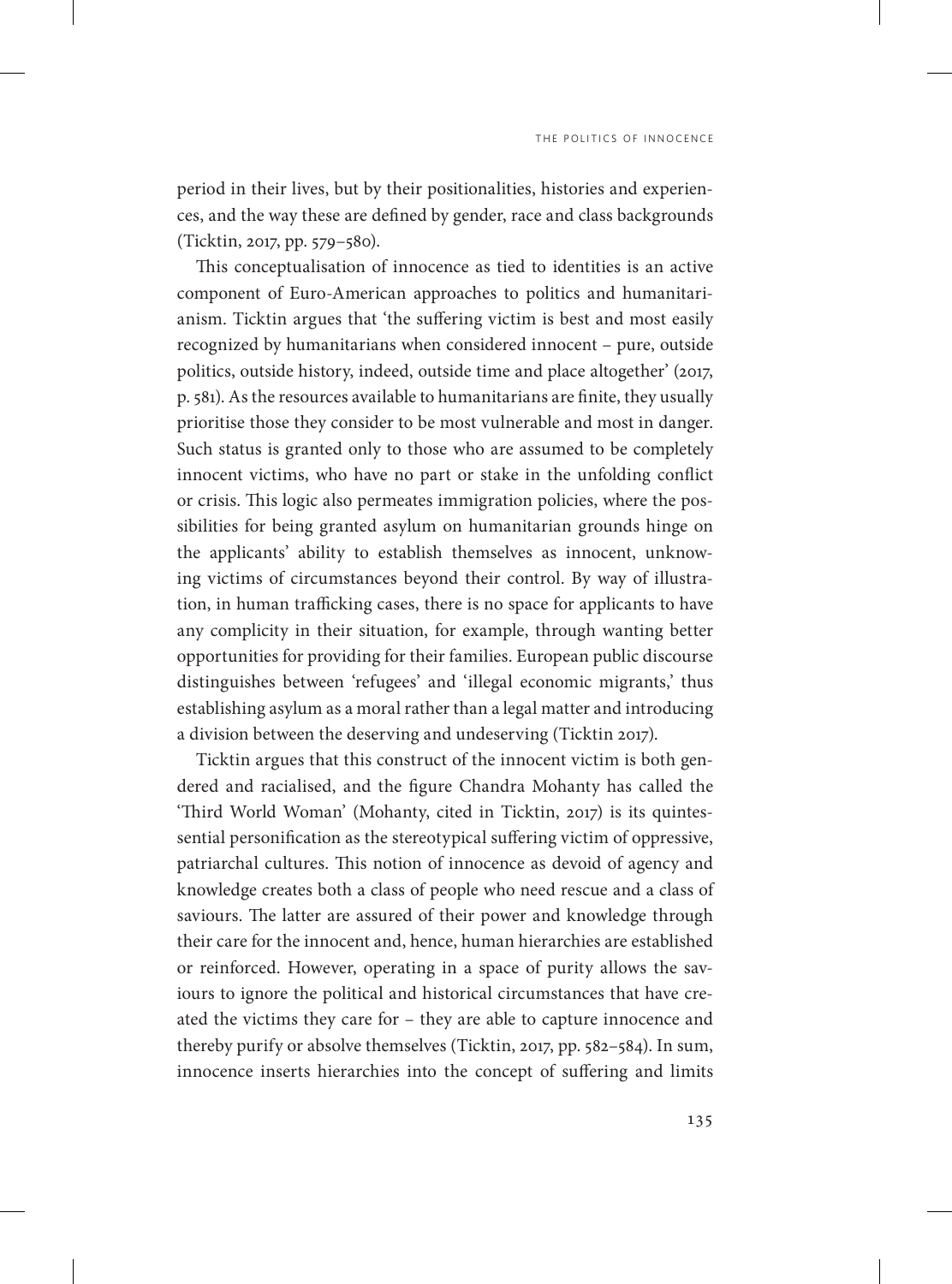period in their lives, but by their positionalities, histories and experiences, and the way these are defined by gender, race and class backgrounds (Ticktin, 2017, pp. 579–580).

This conceptualisation of innocence as tied to identities is an active component of Euro-American approaches to politics and humanitarianism. Ticktin argues that 'the suffering victim is best and most easily recognized by humanitarians when considered innocent – pure, outside politics, outside history, indeed, outside time and place altogether' (2017, p. 581). As the resources available to humanitarians are finite, they usually prioritise those they consider to be most vulnerable and most in danger. Such status is granted only to those who are assumed to be completely innocent victims, who have no part or stake in the unfolding conflict or crisis. This logic also permeates immigration policies, where the possibilities for being granted asylum on humanitarian grounds hinge on the applicants' ability to establish themselves as innocent, unknowing victims of circumstances beyond their control. By way of illustration, in human trafficking cases, there is no space for applicants to have any complicity in their situation, for example, through wanting better opportunities for providing for their families. European public discourse distinguishes between 'refugees' and 'illegal economic migrants,' thus establishing asylum as a moral rather than a legal matter and introducing a division between the deserving and undeserving (Ticktin 2017).

Ticktin argues that this construct of the innocent victim is both gendered and racialised, and the figure Chandra Mohanty has called the 'Third World Woman' (Mohanty, cited in Ticktin, 2017) is its quintessential personification as the stereotypical suffering victim of oppressive, patriarchal cultures. This notion of innocence as devoid of agency and knowledge creates both a class of people who need rescue and a class of saviours. The latter are assured of their power and knowledge through their care for the innocent and, hence, human hierarchies are established or reinforced. However, operating in a space of purity allows the saviours to ignore the political and historical circumstances that have created the victims they care for – they are able to capture innocence and thereby purify or absolve themselves (Ticktin, 2017, pp. 582–584). In sum, innocence inserts hierarchies into the concept of suffering and limits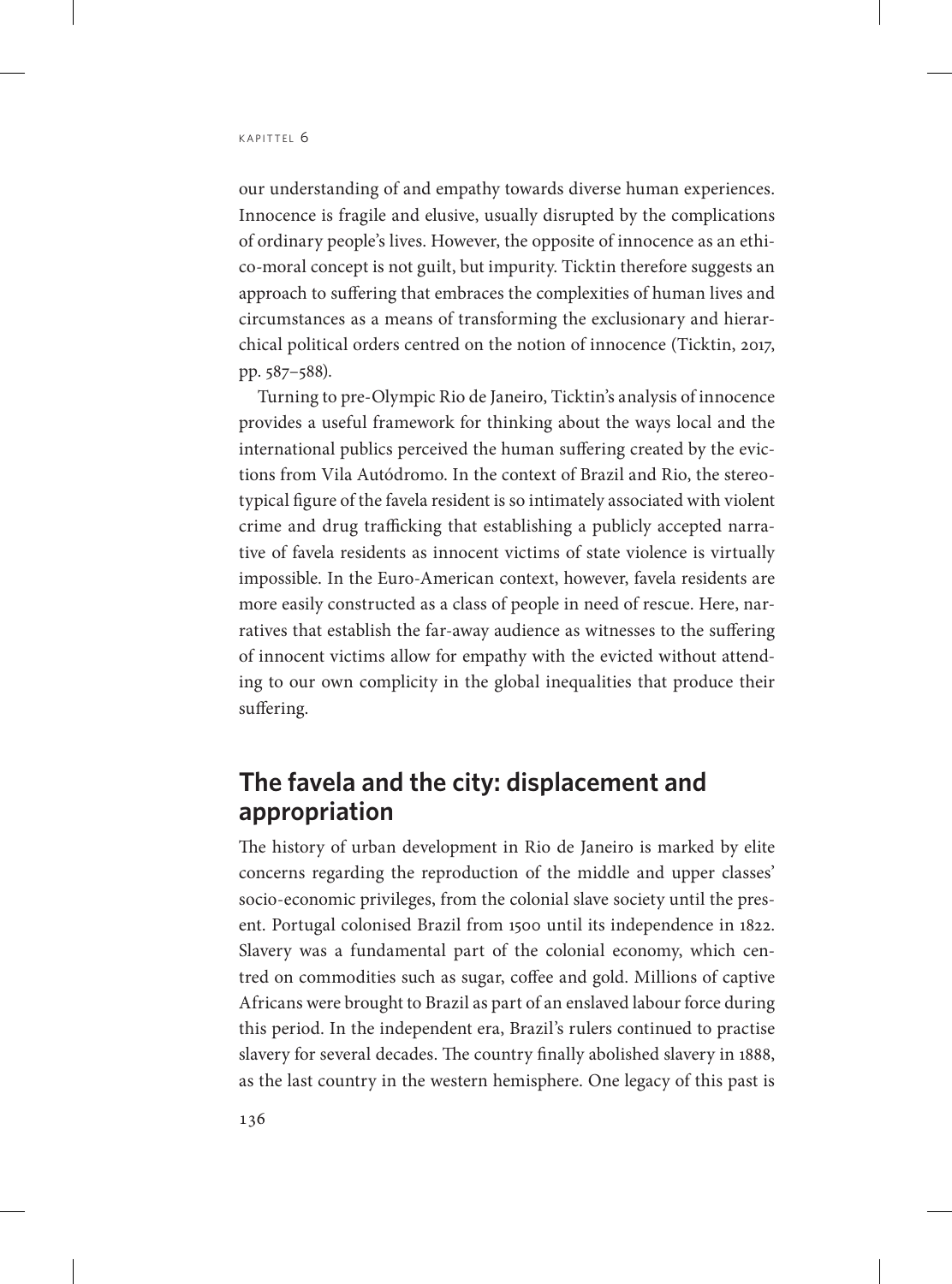our understanding of and empathy towards diverse human experiences. Innocence is fragile and elusive, usually disrupted by the complications of ordinary people's lives. However, the opposite of innocence as an ethico-moral concept is not guilt, but impurity. Ticktin therefore suggests an approach to suffering that embraces the complexities of human lives and circumstances as a means of transforming the exclusionary and hierarchical political orders centred on the notion of innocence (Ticktin, 2017, pp. 587–588).

Turning to pre-Olympic Rio de Janeiro, Ticktin's analysis of innocence provides a useful framework for thinking about the ways local and the international publics perceived the human suffering created by the evictions from Vila Autódromo. In the context of Brazil and Rio, the stereotypical figure of the favela resident is so intimately associated with violent crime and drug trafficking that establishing a publicly accepted narrative of favela residents as innocent victims of state violence is virtually impossible. In the Euro-American context, however, favela residents are more easily constructed as a class of people in need of rescue. Here, narratives that establish the far-away audience as witnesses to the suffering of innocent victims allow for empathy with the evicted without attending to our own complicity in the global inequalities that produce their suffering.

## The favela and the city: displacement and appropriation

The history of urban development in Rio de Janeiro is marked by elite concerns regarding the reproduction of the middle and upper classes' socio-economic privileges, from the colonial slave society until the present. Portugal colonised Brazil from 1500 until its independence in 1822. Slavery was a fundamental part of the colonial economy, which centred on commodities such as sugar, coffee and gold. Millions of captive Africans were brought to Brazil as part of an enslaved labour force during this period. In the independent era, Brazil's rulers continued to practise slavery for several decades. The country finally abolished slavery in 1888, as the last country in the western hemisphere. One legacy of this past is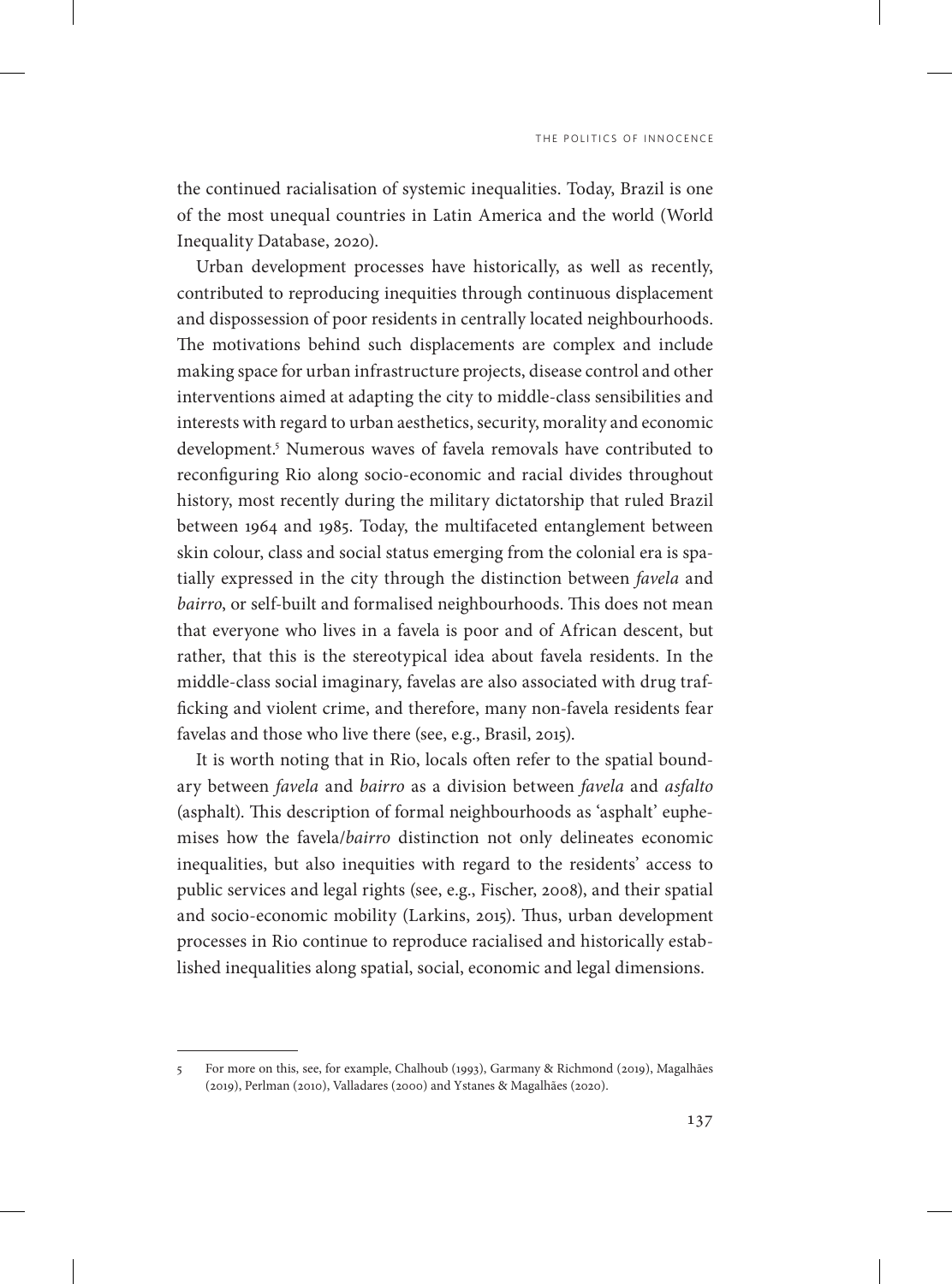the continued racialisation of systemic inequalities. Today, Brazil is one of the most unequal countries in Latin America and the world (World Inequality Database, 2020).

Urban development processes have historically, as well as recently, contributed to reproducing inequities through continuous displacement and dispossession of poor residents in centrally located neighbourhoods. The motivations behind such displacements are complex and include making space for urban infrastructure projects, disease control and other interventions aimed at adapting the city to middle-class sensibilities and interests with regard to urban aesthetics, security, morality and economic development.[5] Numerous waves of favela removals have contributed to reconfiguring Rio along socio-economic and racial divides throughout history, most recently during the military dictatorship that ruled Brazil between 1964 and 1985. Today, the multifaceted entanglement between skin colour, class and social status emerging from the colonial era is spatially expressed in the city through the distinction between *favela* and *bairro*, or self-built and formalised neighbourhoods. This does not mean that everyone who lives in a favela is poor and of African descent, but rather, that this is the stereotypical idea about favela residents. In the middle-class social imaginary, favelas are also associated with drug trafficking and violent crime, and therefore, many non-favela residents fear favelas and those who live there (see, e.g., Brasil, 2015).

It is worth noting that in Rio, locals often refer to the spatial boundary between *favela* and *bairro* as a division between *favela* and *asfalto* (asphalt). This description of formal neighbourhoods as 'asphalt' euphemises how the favela/*bairro* distinction not only delineates economic inequalities, but also inequities with regard to the residents' access to public services and legal rights (see, e.g., Fischer, 2008), and their spatial and socio-economic mobility (Larkins, 2015). Thus, urban development processes in Rio continue to reproduce racialised and historically established inequalities along spatial, social, economic and legal dimensions.

---

5 For more on this, see, for example, Chalhoub (1993), Garmany & Richmond (2019), Magalhães (2019), Perlman (2010), Valladares (2000) and Ystanes & Magalhães (2020).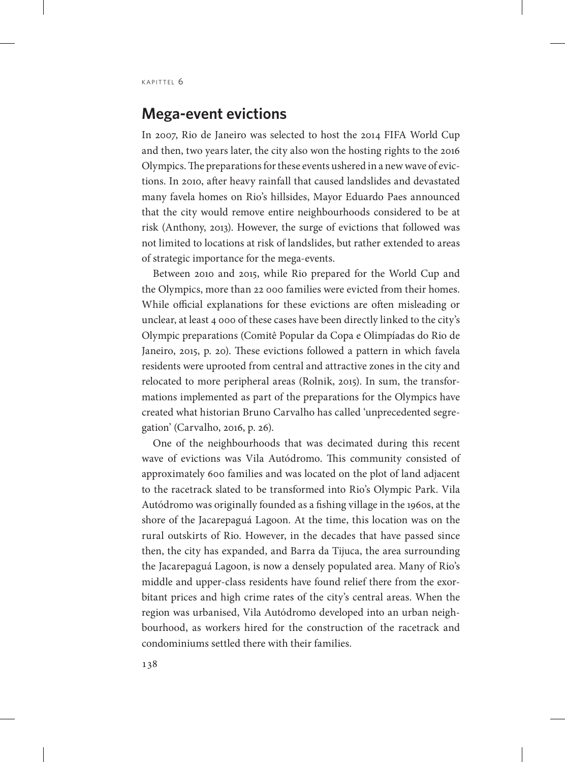## Mega-event evictions

In 2007, Rio de Janeiro was selected to host the 2014 FIFA World Cup and then, two years later, the city also won the hosting rights to the 2016 Olympics. The preparations for these events ushered in a new wave of evictions. In 2010, after heavy rainfall that caused landslides and devastated many favela homes on Rio's hillsides, Mayor Eduardo Paes announced that the city would remove entire neighbourhoods considered to be at risk (Anthony, 2013). However, the surge of evictions that followed was not limited to locations at risk of landslides, but rather extended to areas of strategic importance for the mega-events.

Between 2010 and 2015, while Rio prepared for the World Cup and the Olympics, more than 22 000 families were evicted from their homes. While official explanations for these evictions are often misleading or unclear, at least 4 000 of these cases have been directly linked to the city's Olympic preparations (Comitê Popular da Copa e Olimpíadas do Rio de Janeiro, 2015, p. 20). These evictions followed a pattern in which favela residents were uprooted from central and attractive zones in the city and relocated to more peripheral areas (Rolnik, 2015). In sum, the transformations implemented as part of the preparations for the Olympics have created what historian Bruno Carvalho has called 'unprecedented segregation' (Carvalho, 2016, p. 26).

One of the neighbourhoods that was decimated during this recent wave of evictions was Vila Autódromo. This community consisted of approximately 600 families and was located on the plot of land adjacent to the racetrack slated to be transformed into Rio's Olympic Park. Vila Autódromo was originally founded as a fishing village in the 1960s, at the shore of the Jacarepaguá Lagoon. At the time, this location was on the rural outskirts of Rio. However, in the decades that have passed since then, the city has expanded, and Barra da Tijuca, the area surrounding the Jacarepaguá Lagoon, is now a densely populated area. Many of Rio's middle and upper-class residents have found relief there from the exorbitant prices and high crime rates of the city's central areas. When the region was urbanised, Vila Autódromo developed into an urban neighbourhood, as workers hired for the construction of the racetrack and condominiums settled there with their families.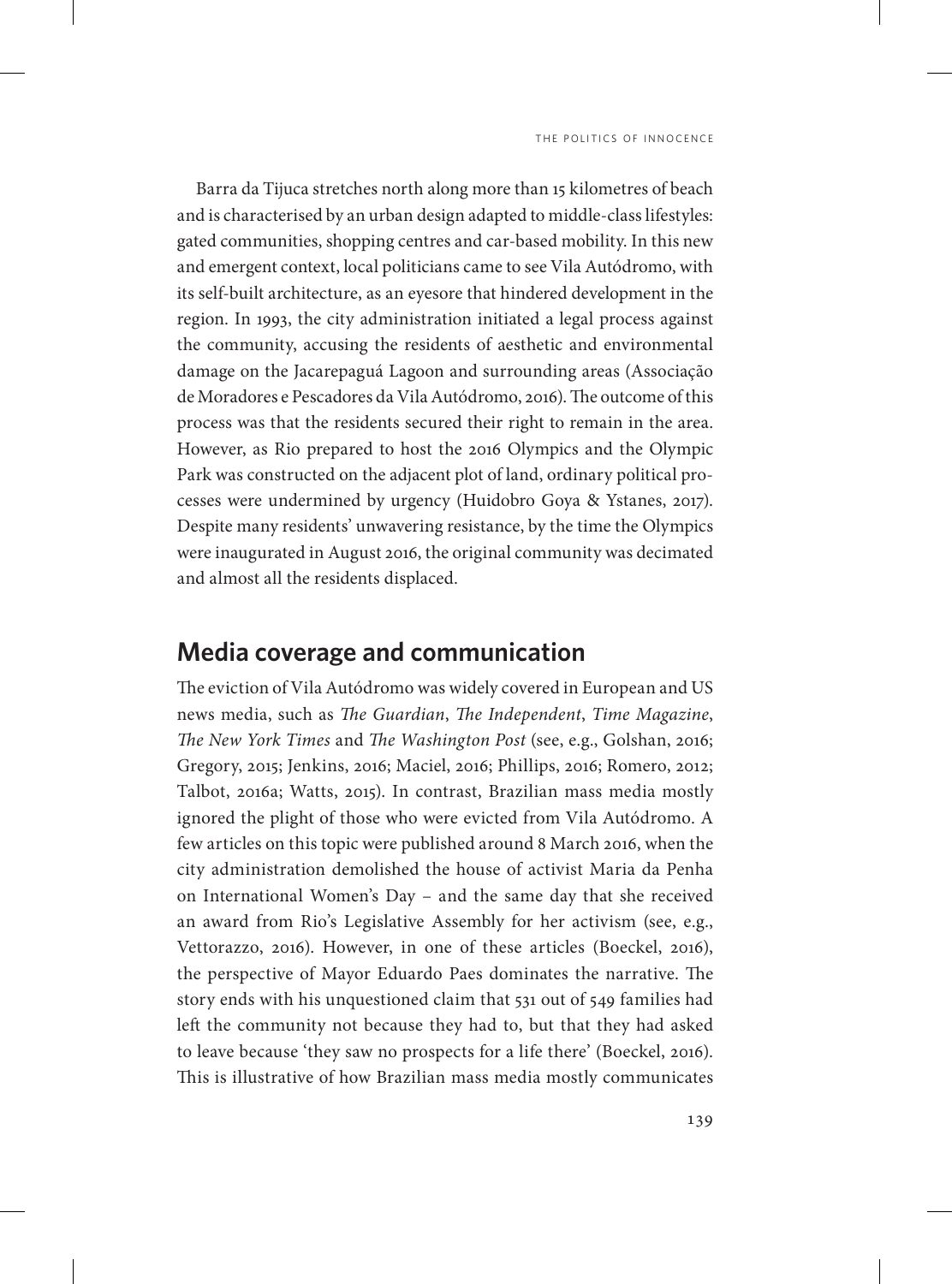Barra da Tijuca stretches north along more than 15 kilometres of beach and is characterised by an urban design adapted to middle-class lifestyles: gated communities, shopping centres and car-based mobility. In this new and emergent context, local politicians came to see Vila Autódromo, with its self-built architecture, as an eyesore that hindered development in the region. In 1993, the city administration initiated a legal process against the community, accusing the residents of aesthetic and environmental damage on the Jacarepaguá Lagoon and surrounding areas (Associação de Moradores e Pescadores da Vila Autódromo, 2016). The outcome of this process was that the residents secured their right to remain in the area. However, as Rio prepared to host the 2016 Olympics and the Olympic Park was constructed on the adjacent plot of land, ordinary political processes were undermined by urgency (Huidobro Goya & Ystanes, 2017). Despite many residents' unwavering resistance, by the time the Olympics were inaugurated in August 2016, the original community was decimated and almost all the residents displaced.

## Media coverage and communication

The eviction of Vila Autódromo was widely covered in European and US news media, such as *The Guardian*, *The Independent*, *Time Magazine*, *The New York Times* and *The Washington Post* (see, e.g., Golshan, 2016; Gregory, 2015; Jenkins, 2016; Maciel, 2016; Phillips, 2016; Romero, 2012; Talbot, 2016a; Watts, 2015). In contrast, Brazilian mass media mostly ignored the plight of those who were evicted from Vila Autódromo. A few articles on this topic were published around 8 March 2016, when the city administration demolished the house of activist Maria da Penha on International Women's Day – and the same day that she received an award from Rio's Legislative Assembly for her activism (see, e.g., Vettorazzo, 2016). However, in one of these articles (Boeckel, 2016), the perspective of Mayor Eduardo Paes dominates the narrative. The story ends with his unquestioned claim that 531 out of 549 families had left the community not because they had to, but that they had asked to leave because 'they saw no prospects for a life there' (Boeckel, 2016). This is illustrative of how Brazilian mass media mostly communicates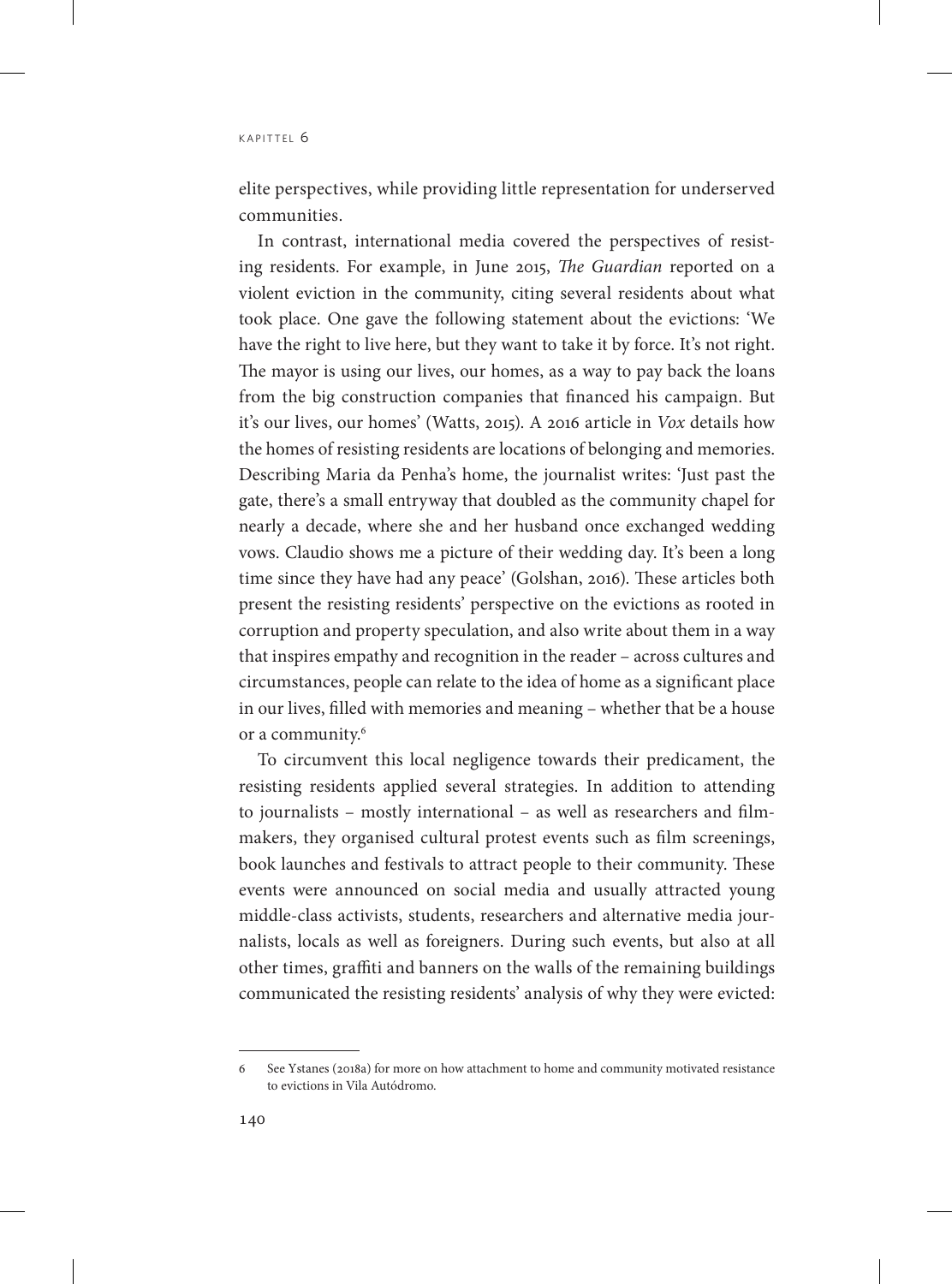elite perspectives, while providing little representation for underserved communities.

In contrast, international media covered the perspectives of resisting residents. For example, in June 2015, *The Guardian* reported on a violent eviction in the community, citing several residents about what took place. One gave the following statement about the evictions: 'We have the right to live here, but they want to take it by force. It's not right. The mayor is using our lives, our homes, as a way to pay back the loans from the big construction companies that financed his campaign. But it's our lives, our homes' (Watts, 2015). A 2016 article in *Vox* details how the homes of resisting residents are locations of belonging and memories. Describing Maria da Penha's home, the journalist writes: 'Just past the gate, there's a small entryway that doubled as the community chapel for nearly a decade, where she and her husband once exchanged wedding vows. Claudio shows me a picture of their wedding day. It's been a long time since they have had any peace' (Golshan, 2016). These articles both present the resisting residents' perspective on the evictions as rooted in corruption and property speculation, and also write about them in a way that inspires empathy and recognition in the reader – across cultures and circumstances, people can relate to the idea of home as a significant place in our lives, filled with memories and meaning – whether that be a house or a community.[6]

To circumvent this local negligence towards their predicament, the resisting residents applied several strategies. In addition to attending to journalists – mostly international – as well as researchers and filmmakers, they organised cultural protest events such as film screenings, book launches and festivals to attract people to their community. These events were announced on social media and usually attracted young middle-class activists, students, researchers and alternative media journalists, locals as well as foreigners. During such events, but also at all other times, graffiti and banners on the walls of the remaining buildings communicated the resisting residents' analysis of why they were evicted:

6 See Ystanes (2018a) for more on how attachment to home and community motivated resistance to evictions in Vila Autódromo.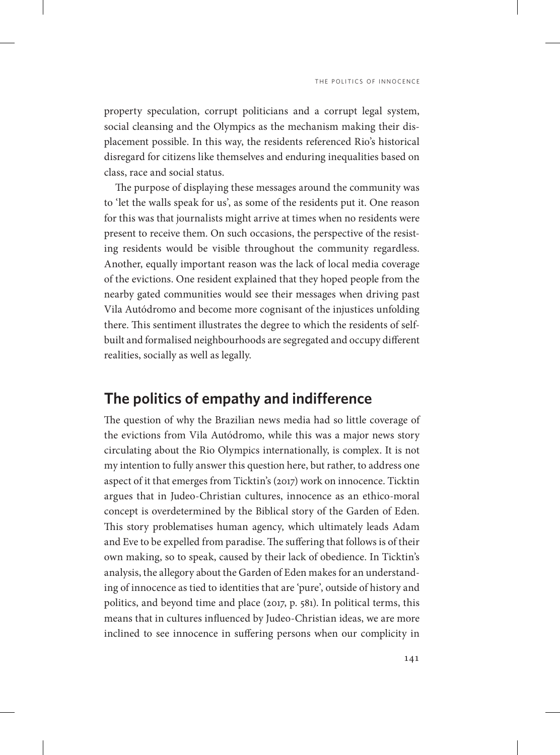property speculation, corrupt politicians and a corrupt legal system, social cleansing and the Olympics as the mechanism making their displacement possible. In this way, the residents referenced Rio's historical disregard for citizens like themselves and enduring inequalities based on class, race and social status.

The purpose of displaying these messages around the community was to 'let the walls speak for us', as some of the residents put it. One reason for this was that journalists might arrive at times when no residents were present to receive them. On such occasions, the perspective of the resisting residents would be visible throughout the community regardless. Another, equally important reason was the lack of local media coverage of the evictions. One resident explained that they hoped people from the nearby gated communities would see their messages when driving past Vila Autódromo and become more cognisant of the injustices unfolding there. This sentiment illustrates the degree to which the residents of self-built and formalised neighbourhoods are segregated and occupy different realities, socially as well as legally.

## The politics of empathy and indifference

The question of why the Brazilian news media had so little coverage of the evictions from Vila Autódromo, while this was a major news story circulating about the Rio Olympics internationally, is complex. It is not my intention to fully answer this question here, but rather, to address one aspect of it that emerges from Ticktin's (2017) work on innocence. Ticktin argues that in Judeo-Christian cultures, innocence as an ethico-moral concept is overdetermined by the Biblical story of the Garden of Eden. This story problematises human agency, which ultimately leads Adam and Eve to be expelled from paradise. The suffering that follows is of their own making, so to speak, caused by their lack of obedience. In Ticktin's analysis, the allegory about the Garden of Eden makes for an understanding of innocence as tied to identities that are 'pure', outside of history and politics, and beyond time and place (2017, p. 581). In political terms, this means that in cultures influenced by Judeo-Christian ideas, we are more inclined to see innocence in suffering persons when our complicity in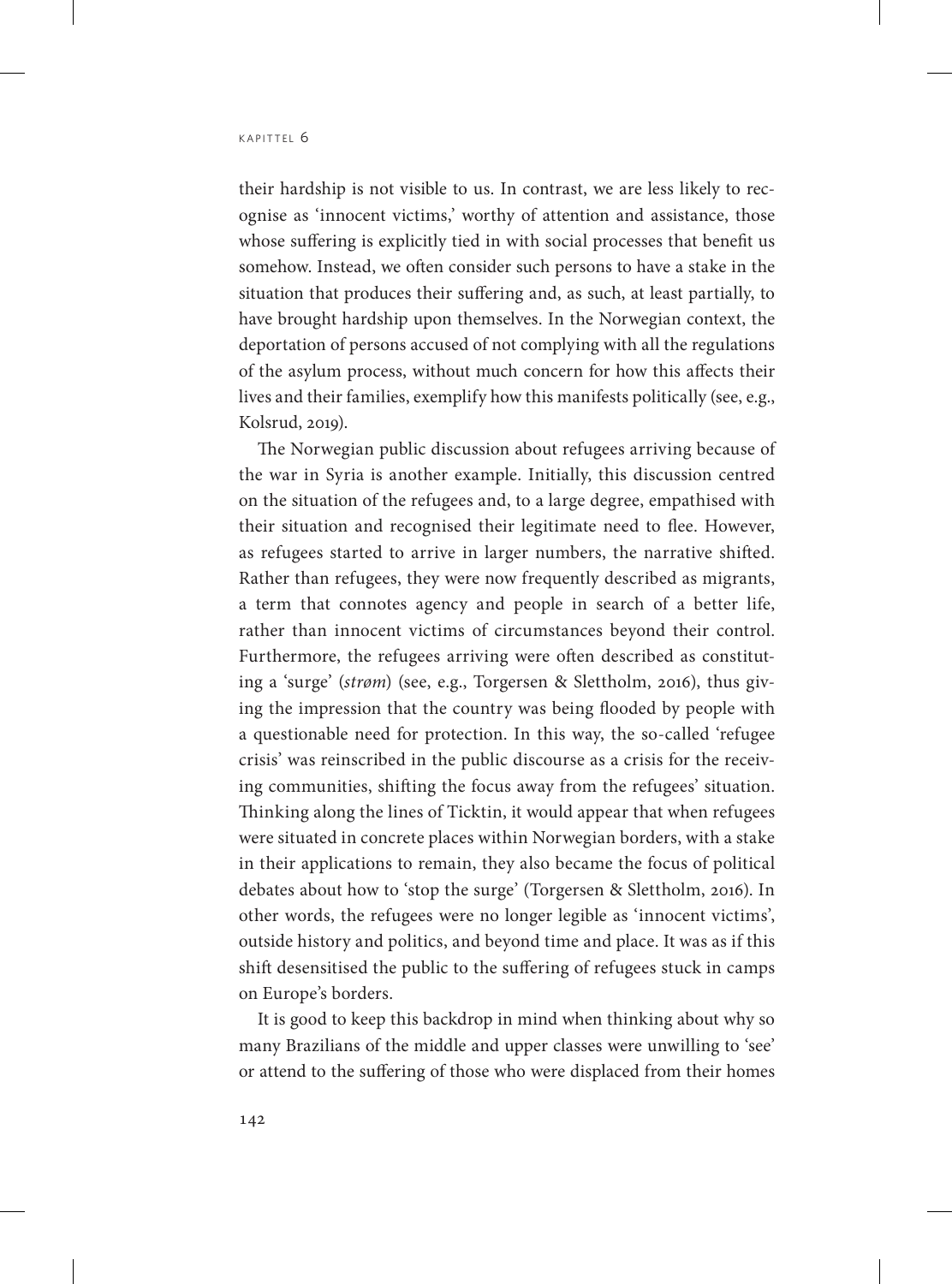their hardship is not visible to us. In contrast, we are less likely to recognise as 'innocent victims,' worthy of attention and assistance, those whose suffering is explicitly tied in with social processes that benefit us somehow. Instead, we often consider such persons to have a stake in the situation that produces their suffering and, as such, at least partially, to have brought hardship upon themselves. In the Norwegian context, the deportation of persons accused of not complying with all the regulations of the asylum process, without much concern for how this affects their lives and their families, exemplify how this manifests politically (see, e.g., Kolsrud, 2019).

The Norwegian public discussion about refugees arriving because of the war in Syria is another example. Initially, this discussion centred on the situation of the refugees and, to a large degree, empathised with their situation and recognised their legitimate need to flee. However, as refugees started to arrive in larger numbers, the narrative shifted. Rather than refugees, they were now frequently described as migrants, a term that connotes agency and people in search of a better life, rather than innocent victims of circumstances beyond their control. Furthermore, the refugees arriving were often described as constituting a 'surge' (*strøm*) (see, e.g., Torgersen & Slettholm, 2016), thus giving the impression that the country was being flooded by people with a questionable need for protection. In this way, the so-called 'refugee crisis' was reinscribed in the public discourse as a crisis for the receiving communities, shifting the focus away from the refugees' situation. Thinking along the lines of Ticktin, it would appear that when refugees were situated in concrete places within Norwegian borders, with a stake in their applications to remain, they also became the focus of political debates about how to 'stop the surge' (Torgersen & Slettholm, 2016). In other words, the refugees were no longer legible as 'innocent victims', outside history and politics, and beyond time and place. It was as if this shift desensitised the public to the suffering of refugees stuck in camps on Europe's borders.

It is good to keep this backdrop in mind when thinking about why so many Brazilians of the middle and upper classes were unwilling to 'see' or attend to the suffering of those who were displaced from their homes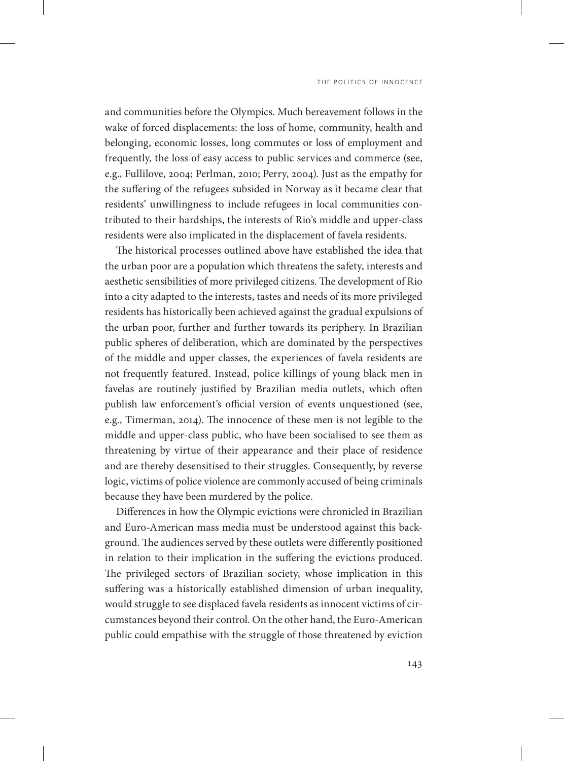and communities before the Olympics. Much bereavement follows in the wake of forced displacements: the loss of home, community, health and belonging, economic losses, long commutes or loss of employment and frequently, the loss of easy access to public services and commerce (see, e.g., Fullilove, 2004; Perlman, 2010; Perry, 2004). Just as the empathy for the suffering of the refugees subsided in Norway as it became clear that residents' unwillingness to include refugees in local communities contributed to their hardships, the interests of Rio's middle and upper-class residents were also implicated in the displacement of favela residents.

The historical processes outlined above have established the idea that the urban poor are a population which threatens the safety, interests and aesthetic sensibilities of more privileged citizens. The development of Rio into a city adapted to the interests, tastes and needs of its more privileged residents has historically been achieved against the gradual expulsions of the urban poor, further and further towards its periphery. In Brazilian public spheres of deliberation, which are dominated by the perspectives of the middle and upper classes, the experiences of favela residents are not frequently featured. Instead, police killings of young black men in favelas are routinely justified by Brazilian media outlets, which often publish law enforcement's official version of events unquestioned (see, e.g., Timerman, 2014). The innocence of these men is not legible to the middle and upper-class public, who have been socialised to see them as threatening by virtue of their appearance and their place of residence and are thereby desensitised to their struggles. Consequently, by reverse logic, victims of police violence are commonly accused of being criminals because they have been murdered by the police.

Differences in how the Olympic evictions were chronicled in Brazilian and Euro-American mass media must be understood against this background. The audiences served by these outlets were differently positioned in relation to their implication in the suffering the evictions produced. The privileged sectors of Brazilian society, whose implication in this suffering was a historically established dimension of urban inequality, would struggle to see displaced favela residents as innocent victims of circumstances beyond their control. On the other hand, the Euro-American public could empathise with the struggle of those threatened by eviction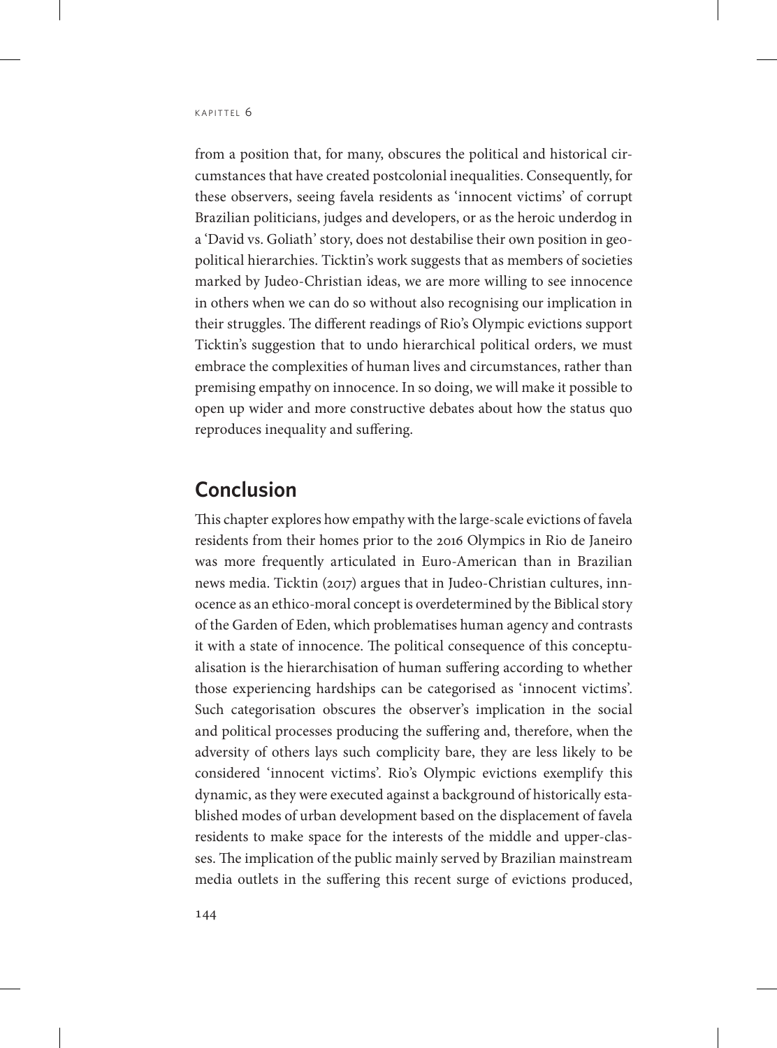from a position that, for many, obscures the political and historical circumstances that have created postcolonial inequalities. Consequently, for these observers, seeing favela residents as 'innocent victims' of corrupt Brazilian politicians, judges and developers, or as the heroic underdog in a 'David vs. Goliath' story, does not destabilise their own position in geopolitical hierarchies. Ticktin's work suggests that as members of societies marked by Judeo-Christian ideas, we are more willing to see innocence in others when we can do so without also recognising our implication in their struggles. The different readings of Rio's Olympic evictions support Ticktin's suggestion that to undo hierarchical political orders, we must embrace the complexities of human lives and circumstances, rather than premising empathy on innocence. In so doing, we will make it possible to open up wider and more constructive debates about how the status quo reproduces inequality and suffering.

## Conclusion

This chapter explores how empathy with the large-scale evictions of favela residents from their homes prior to the 2016 Olympics in Rio de Janeiro was more frequently articulated in Euro-American than in Brazilian news media. Ticktin (2017) argues that in Judeo-Christian cultures, innocence as an ethico-moral concept is overdetermined by the Biblical story of the Garden of Eden, which problematises human agency and contrasts it with a state of innocence. The political consequence of this conceptualisation is the hierarchisation of human suffering according to whether those experiencing hardships can be categorised as 'innocent victims'. Such categorisation obscures the observer's implication in the social and political processes producing the suffering and, therefore, when the adversity of others lays such complicity bare, they are less likely to be considered 'innocent victims'. Rio's Olympic evictions exemplify this dynamic, as they were executed against a background of historically established modes of urban development based on the displacement of favela residents to make space for the interests of the middle and upper-classes. The implication of the public mainly served by Brazilian mainstream media outlets in the suffering this recent surge of evictions produced,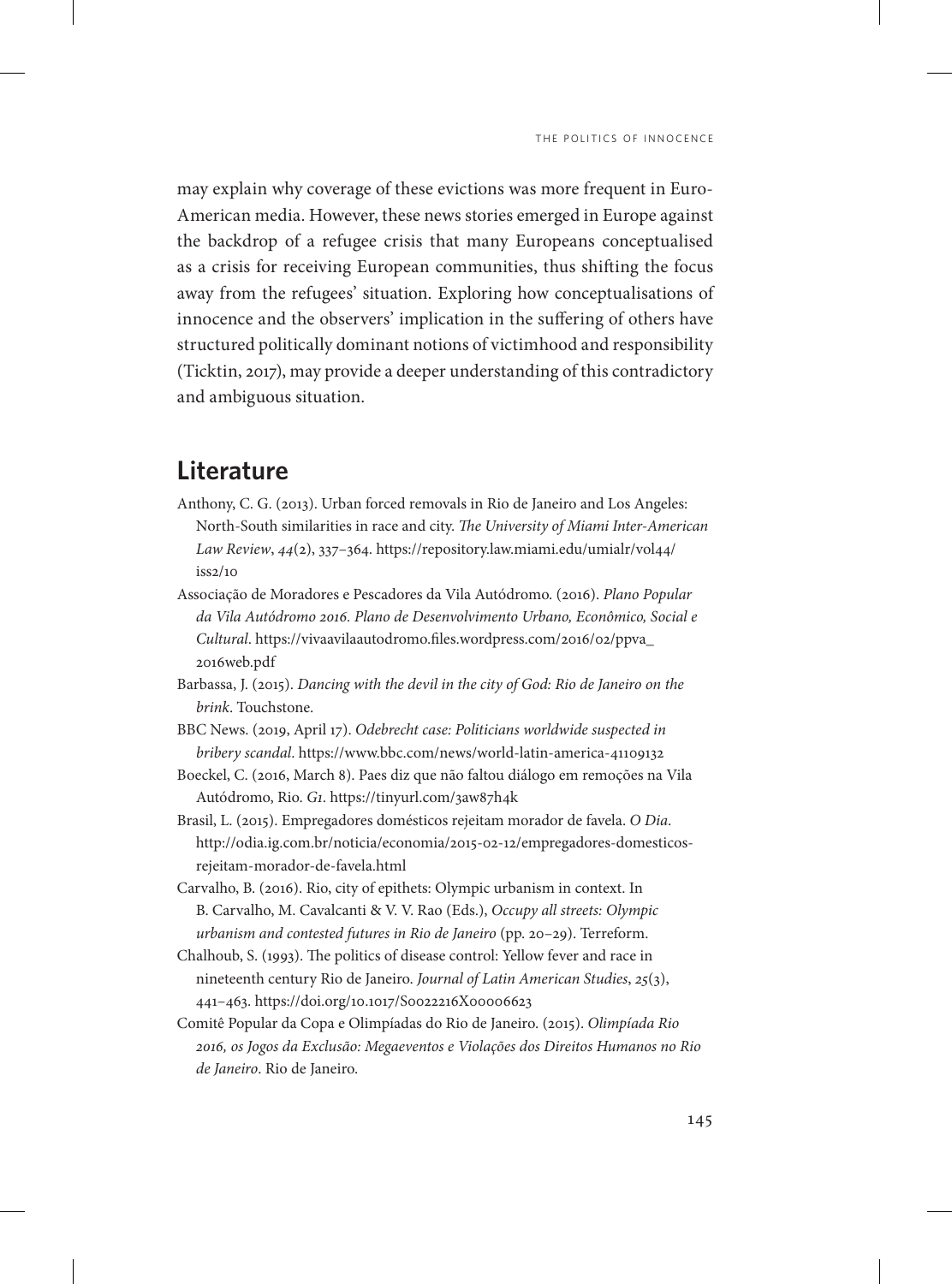may explain why coverage of these evictions was more frequent in Euro-American media. However, these news stories emerged in Europe against the backdrop of a refugee crisis that many Europeans conceptualised as a crisis for receiving European communities, thus shifting the focus away from the refugees' situation. Exploring how conceptualisations of innocence and the observers' implication in the suffering of others have structured politically dominant notions of victimhood and responsibility (Ticktin, 2017), may provide a deeper understanding of this contradictory and ambiguous situation.

## Literature

Anthony, C. G. (2013). Urban forced removals in Rio de Janeiro and Los Angeles: North-South similarities in race and city. *The University of Miami Inter-American Law Review*, *44*(2), 337–364. https://repository.law.miami.edu/umialr/vol44/iss2/10

Associação de Moradores e Pescadores da Vila Autódromo. (2016). *Plano Popular da Vila Autódromo 2016. Plano de Desenvolvimento Urbano, Econômico, Social e Cultural*. https://vivaavilaautodromo.files.wordpress.com/2016/02/ppva_2016web.pdf

Barbassa, J. (2015). *Dancing with the devil in the city of God: Rio de Janeiro on the brink*. Touchstone.

BBC News. (2019, April 17). *Odebrecht case: Politicians worldwide suspected in bribery scandal*. https://www.bbc.com/news/world-latin-america-41109132

Boeckel, C. (2016, March 8). Paes diz que não faltou diálogo em remoções na Vila Autódromo, Rio. *G1*. https://tinyurl.com/3aw87h4k

Brasil, L. (2015). Empregadores domésticos rejeitam morador de favela. *O Dia*. http://odia.ig.com.br/noticia/economia/2015-02-12/empregadores-domesticos-rejeitam-morador-de-favela.html

Carvalho, B. (2016). Rio, city of epithets: Olympic urbanism in context. In B. Carvalho, M. Cavalcanti & V. V. Rao (Eds.), *Occupy all streets: Olympic urbanism and contested futures in Rio de Janeiro* (pp. 20–29). Terreform.

Chalhoub, S. (1993). The politics of disease control: Yellow fever and race in nineteenth century Rio de Janeiro. *Journal of Latin American Studies*, *25*(3), 441–463. https://doi.org/10.1017/S0022216X00006623

Comitê Popular da Copa e Olimpíadas do Rio de Janeiro. (2015). *Olimpíada Rio 2016, os Jogos da Exclusão: Megaeventos e Violações dos Direitos Humanos no Rio de Janeiro*. Rio de Janeiro.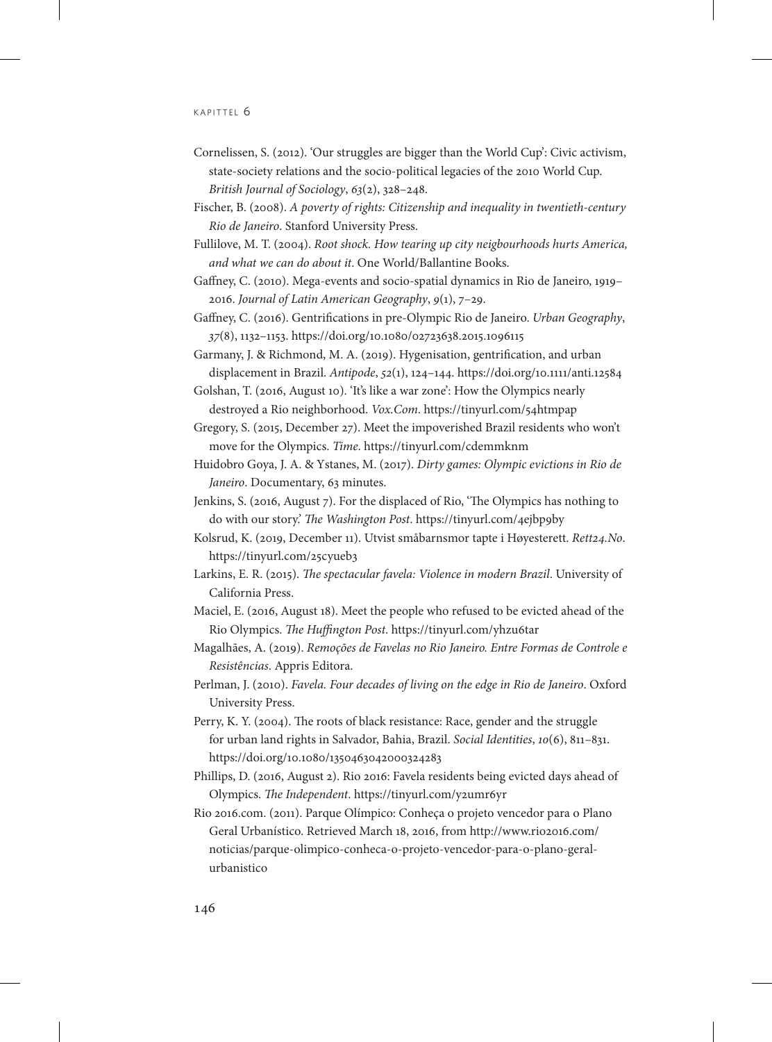Cornelissen, S. (2012). 'Our struggles are bigger than the World Cup': Civic activism, state-society relations and the socio-political legacies of the 2010 World Cup. *British Journal of Sociology*, *63*(2), 328–248.

Fischer, B. (2008). *A poverty of rights: Citizenship and inequality in twentieth-century Rio de Janeiro*. Stanford University Press.

Fullilove, M. T. (2004). *Root shock. How tearing up city neigbourhoods hurts America, and what we can do about it*. One World/Ballantine Books.

Gaffney, C. (2010). Mega-events and socio-spatial dynamics in Rio de Janeiro, 1919–2016. *Journal of Latin American Geography*, *9*(1), 7–29.

Gaffney, C. (2016). Gentrifications in pre-Olympic Rio de Janeiro. *Urban Geography*, *37*(8), 1132–1153. https://doi.org/10.1080/02723638.2015.1096115

Garmany, J. & Richmond, M. A. (2019). Hygenisation, gentrification, and urban displacement in Brazil. *Antipode*, *52*(1), 124–144. https://doi.org/10.1111/anti.12584

Golshan, T. (2016, August 10). 'It's like a war zone': How the Olympics nearly destroyed a Rio neighborhood. *Vox.Com*. https://tinyurl.com/54htmpap

Gregory, S. (2015, December 27). Meet the impoverished Brazil residents who won't move for the Olympics. *Time*. https://tinyurl.com/cdemmknm

Huidobro Goya, J. A. & Ystanes, M. (2017). *Dirty games: Olympic evictions in Rio de Janeiro*. Documentary, 63 minutes.

Jenkins, S. (2016, August 7). For the displaced of Rio, 'The Olympics has nothing to do with our story.' *The Washington Post*. https://tinyurl.com/4ejbp9by

Kolsrud, K. (2019, December 11). Utvist småbarnsmor tapte i Høyesterett. *Rett24.No*. https://tinyurl.com/25cyueb3

Larkins, E. R. (2015). *The spectacular favela: Violence in modern Brazil*. University of California Press.

Maciel, E. (2016, August 18). Meet the people who refused to be evicted ahead of the Rio Olympics. *The Huffington Post*. https://tinyurl.com/yhzu6tar

Magalhães, A. (2019). *Remoções de Favelas no Rio Janeiro. Entre Formas de Controle e Resistências*. Appris Editora.

Perlman, J. (2010). *Favela. Four decades of living on the edge in Rio de Janeiro*. Oxford University Press.

Perry, K. Y. (2004). The roots of black resistance: Race, gender and the struggle for urban land rights in Salvador, Bahia, Brazil. *Social Identities*, *10*(6), 811–831. https://doi.org/10.1080/1350463042000324283

Phillips, D. (2016, August 2). Rio 2016: Favela residents being evicted days ahead of Olympics. *The Independent*. https://tinyurl.com/y2umr6yr

Rio 2016.com. (2011). Parque Olímpico: Conheça o projeto vencedor para o Plano Geral Urbanístico. Retrieved March 18, 2016, from http://www.rio2016.com/noticias/parque-olimpico-conheca-o-projeto-vencedor-para-o-plano-geral-urbanistico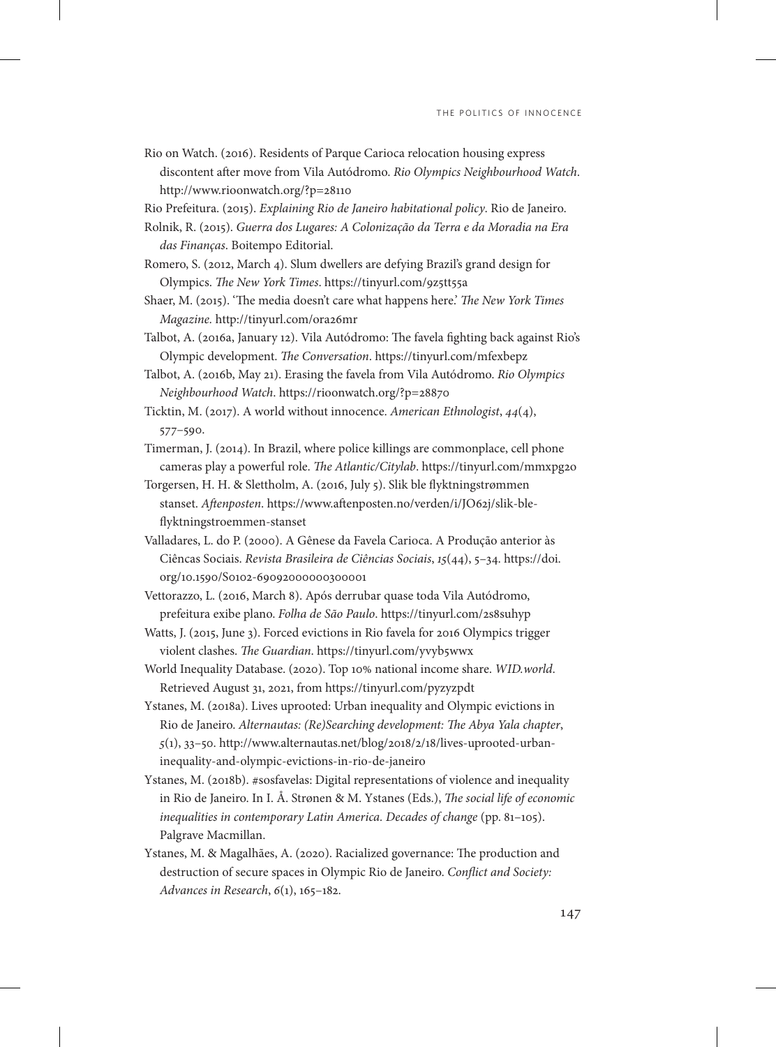Rio on Watch. (2016). Residents of Parque Carioca relocation housing express discontent after move from Vila Autódromo. *Rio Olympics Neighbourhood Watch*. http://www.rioonwatch.org/?p=28110

Rio Prefeitura. (2015). *Explaining Rio de Janeiro habitational policy*. Rio de Janeiro.

Rolnik, R. (2015). *Guerra dos Lugares: A Colonização da Terra e da Moradia na Era das Finanças*. Boitempo Editorial.

Romero, S. (2012, March 4). Slum dwellers are defying Brazil's grand design for Olympics. *The New York Times*. https://tinyurl.com/9z5tt55a

Shaer, M. (2015). 'The media doesn't care what happens here.' *The New York Times Magazine.* http://tinyurl.com/ora26mr

Talbot, A. (2016a, January 12). Vila Autódromo: The favela fighting back against Rio's Olympic development. *The Conversation*. https://tinyurl.com/mfexbepz

Talbot, A. (2016b, May 21). Erasing the favela from Vila Autódromo. *Rio Olympics Neighbourhood Watch*. https://rioonwatch.org/?p=28870

Ticktin, M. (2017). A world without innocence. *American Ethnologist*, *44*(4), 577–590.

Timerman, J. (2014). In Brazil, where police killings are commonplace, cell phone cameras play a powerful role. *The Atlantic/Citylab*. https://tinyurl.com/mmxpg20

Torgersen, H. H. & Slettholm, A. (2016, July 5). Slik ble flyktningstrømmen stanset. *Aftenposten*. https://www.aftenposten.no/verden/i/JO62j/slik-ble-flyktningstroemmen-stanset

Valladares, L. do P. (2000). A Gênese da Favela Carioca. A Produção anterior às Ciêncas Sociais. *Revista Brasileira de Ciências Sociais*, *15*(44), 5–34. https://doi.org/10.1590/S0102-69092000000300001

Vettorazzo, L. (2016, March 8). Após derrubar quase toda Vila Autódromo, prefeitura exibe plano. *Folha de São Paulo*. https://tinyurl.com/2s8suhyp

Watts, J. (2015, June 3). Forced evictions in Rio favela for 2016 Olympics trigger violent clashes. *The Guardian*. https://tinyurl.com/yvyb5wwx

World Inequality Database. (2020). Top 10% national income share. *WID.world*. Retrieved August 31, 2021, from https://tinyurl.com/pyzyzpdt

Ystanes, M. (2018a). Lives uprooted: Urban inequality and Olympic evictions in Rio de Janeiro. *Alternautas: (Re)Searching development: The Abya Yala chapter*, *5*(1), 33–50. http://www.alternautas.net/blog/2018/2/18/lives-uprooted-urban-inequality-and-olympic-evictions-in-rio-de-janeiro

Ystanes, M. (2018b). #sosfavelas: Digital representations of violence and inequality in Rio de Janeiro. In I. Å. Strønen & M. Ystanes (Eds.), *The social life of economic inequalities in contemporary Latin America. Decades of change* (pp. 81–105). Palgrave Macmillan.

Ystanes, M. & Magalhães, A. (2020). Racialized governance: The production and destruction of secure spaces in Olympic Rio de Janeiro. *Conflict and Society: Advances in Research*, *6*(1), 165–182.